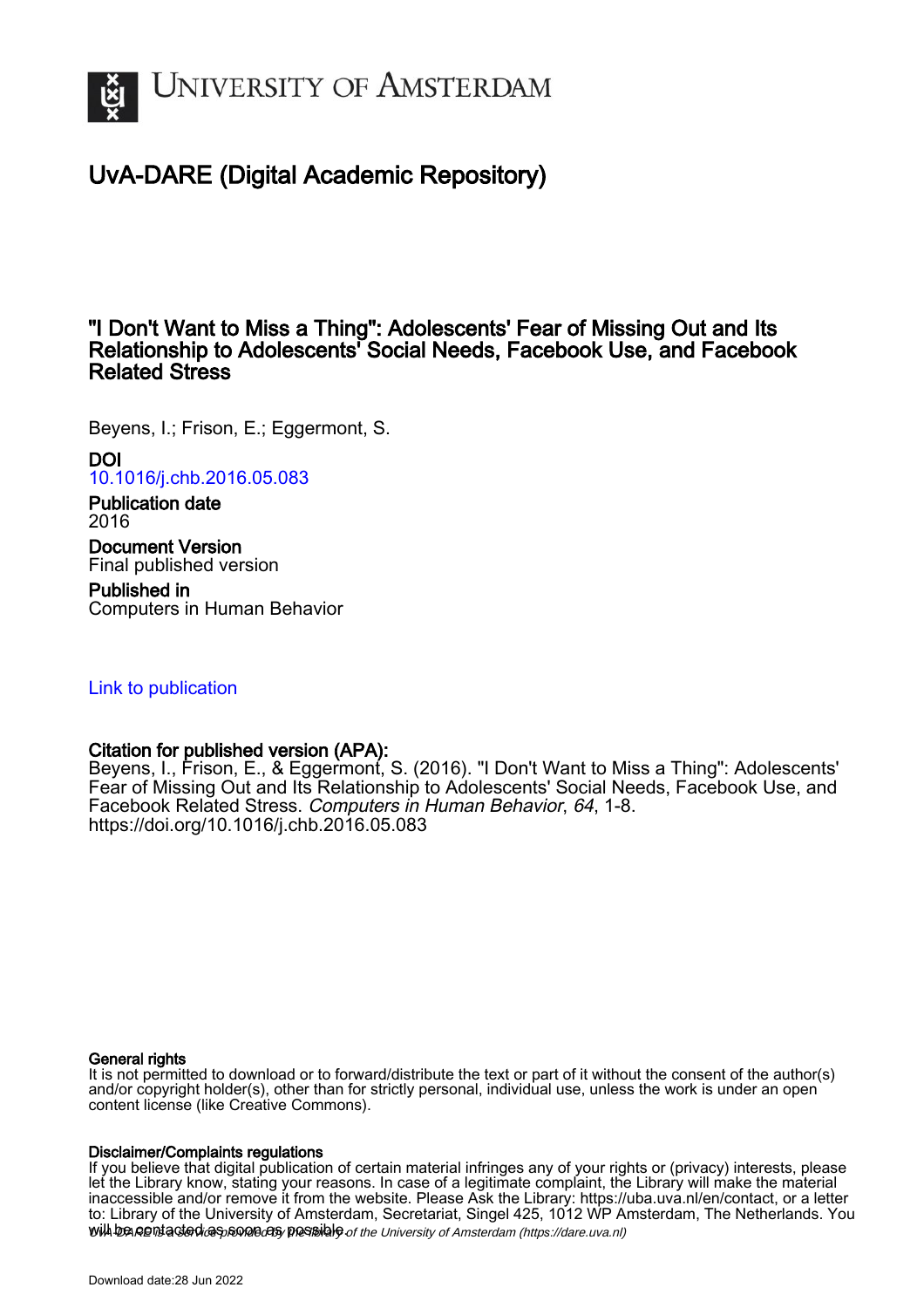# University of Amsterdam

## UvA-DARE (Digital Academic Repository)

## "I Don't Want to Miss a Thing": Adolescents' Fear of Missing Out and Its Relationship to Adolescents' Social Needs, Facebook Use, and Facebook Related Stress

Beyens, I.; Frison, E.; Eggermont, S.

**DOI**
10.1016/j.chb.2016.05.083

**Publication date**
2016

**Document Version**
Final published version

**Published in**
Computers in Human Behavior

Link to publication

**Citation for published version (APA):**
Beyens, I., Frison, E., & Eggermont, S. (2016). "I Don't Want to Miss a Thing": Adolescents' Fear of Missing Out and Its Relationship to Adolescents' Social Needs, Facebook Use, and Facebook Related Stress. *Computers in Human Behavior*, *64*, 1-8. https://doi.org/10.1016/j.chb.2016.05.083

**General rights**
It is not permitted to download or to forward/distribute the text or part of it without the consent of the author(s) and/or copyright holder(s), other than for strictly personal, individual use, unless the work is under an open content license (like Creative Commons).

**Disclaimer/Complaints regulations**
If you believe that digital publication of certain material infringes any of your rights or (privacy) interests, please let the Library know, stating your reasons. In case of a legitimate complaint, the Library will make the material inaccessible and/or remove it from the website. Please Ask the Library: https://uba.uva.nl/en/contact, or a letter to: Library of the University of Amsterdam, Secretariat, Singel 425, 1012 WP Amsterdam, The Netherlands. You will be contacted as soon as possible.

*UvA-DARE is a service provided by the library of the University of Amsterdam (https://dare.uva.nl)*

Download date:28 Jun 2022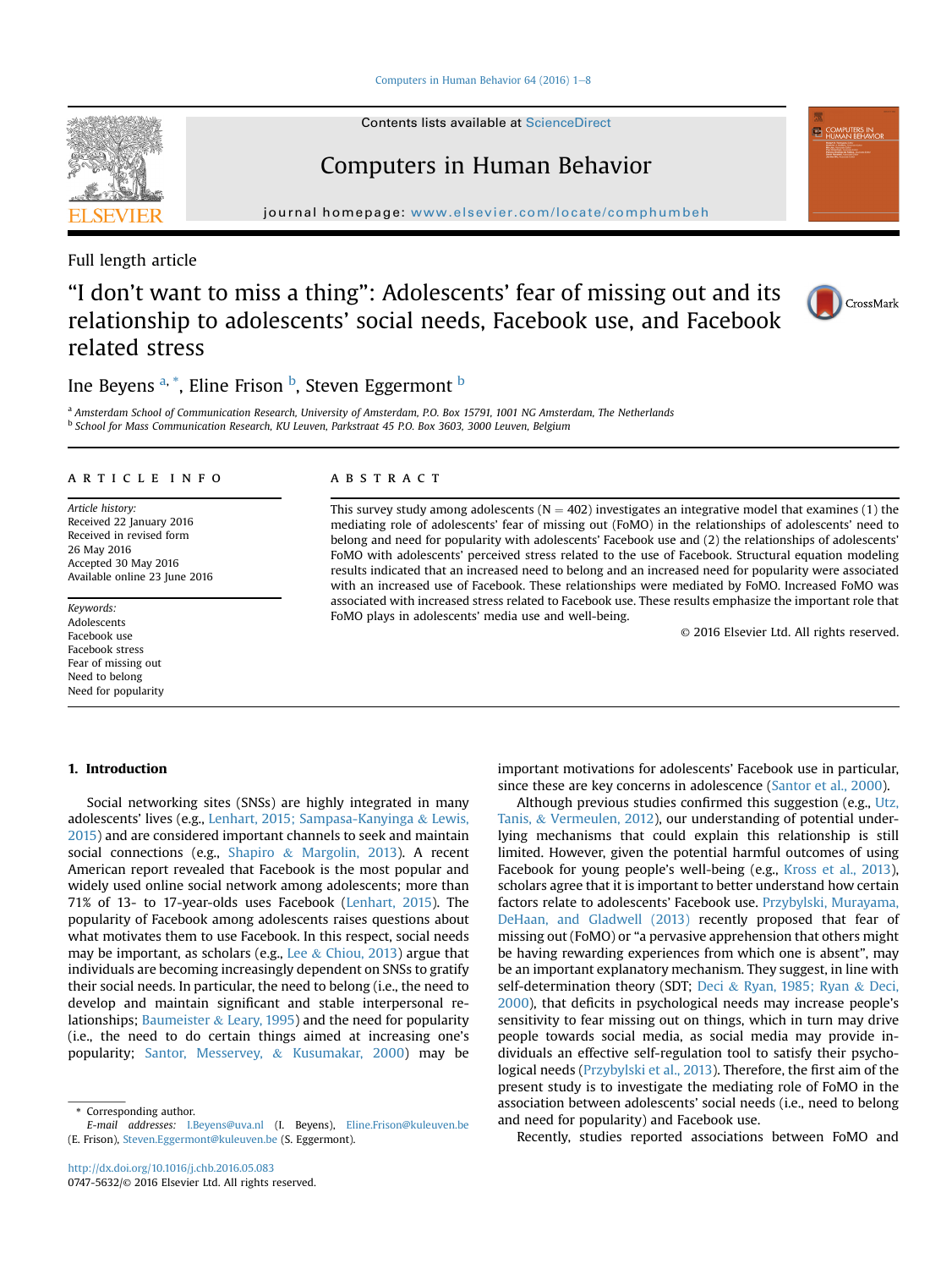Full length article

# "I don't want to miss a thing": Adolescents' fear of missing out and its relationship to adolescents' social needs, Facebook use, and Facebook related stress

Ine Beyens [a,*], Eline Frison [b], Steven Eggermont [b]

[a] Amsterdam School of Communication Research, University of Amsterdam, P.O. Box 15791, 1001 NG Amsterdam, The Netherlands
[b] School for Mass Communication Research, KU Leuven, Parkstraat 45 P.O. Box 3603, 3000 Leuven, Belgium

## ARTICLE INFO

*Article history:*
Received 22 January 2016
Received in revised form
26 May 2016
Accepted 30 May 2016
Available online 23 June 2016

*Keywords:*
Adolescents
Facebook use
Facebook stress
Fear of missing out
Need to belong
Need for popularity

## ABSTRACT

This survey study among adolescents (N = 402) investigates an integrative model that examines (1) the mediating role of adolescents' fear of missing out (FoMO) in the relationships of adolescents' need to belong and need for popularity with adolescents' Facebook use and (2) the relationships of adolescents' FoMO with adolescents' perceived stress related to the use of Facebook. Structural equation modeling results indicated that an increased need to belong and an increased need for popularity were associated with an increased use of Facebook. These relationships were mediated by FoMO. Increased FoMO was associated with increased stress related to Facebook use. These results emphasize the important role that FoMO plays in adolescents' media use and well-being.

© 2016 Elsevier Ltd. All rights reserved.

## 1. Introduction

Social networking sites (SNSs) are highly integrated in many adolescents' lives (e.g., Lenhart, 2015; Sampasa-Kanyinga & Lewis, 2015) and are considered important channels to seek and maintain social connections (e.g., Shapiro & Margolin, 2013). A recent American report revealed that Facebook is the most popular and widely used online social network among adolescents; more than 71% of 13- to 17-year-olds uses Facebook (Lenhart, 2015). The popularity of Facebook among adolescents raises questions about what motivates them to use Facebook. In this respect, social needs may be important, as scholars (e.g., Lee & Chiou, 2013) argue that individuals are becoming increasingly dependent on SNSs to gratify their social needs. In particular, the need to belong (i.e., the need to develop and maintain significant and stable interpersonal relationships; Baumeister & Leary, 1995) and the need for popularity (i.e., the need to do certain things aimed at increasing one's popularity; Santor, Messervey, & Kusumakar, 2000) may be important motivations for adolescents' Facebook use in particular, since these are key concerns in adolescence (Santor et al., 2000).

Although previous studies confirmed this suggestion (e.g., Utz, Tanis, & Vermeulen, 2012), our understanding of potential underlying mechanisms that could explain this relationship is still limited. However, given the potential harmful outcomes of using Facebook for young people's well-being (e.g., Kross et al., 2013), scholars agree that it is important to better understand how certain factors relate to adolescents' Facebook use. Przybylski, Murayama, DeHaan, and Gladwell (2013) recently proposed that fear of missing out (FoMO) or "a pervasive apprehension that others might be having rewarding experiences from which one is absent", may be an important explanatory mechanism. They suggest, in line with self-determination theory (SDT; Deci & Ryan, 1985; Ryan & Deci, 2000), that deficits in psychological needs may increase people's sensitivity to fear missing out on things, which in turn may drive people towards social media, as social media may provide individuals an effective self-regulation tool to satisfy their psychological needs (Przybylski et al., 2013). Therefore, the first aim of the present study is to investigate the mediating role of FoMO in the association between adolescents' social needs (i.e., need to belong and need for popularity) and Facebook use.

Recently, studies reported associations between FoMO and

* Corresponding author.
*E-mail addresses:* I.Beyens@uva.nl (I. Beyens), Eline.Frison@kuleuven.be (E. Frison), Steven.Eggermont@kuleuven.be (S. Eggermont).

http://dx.doi.org/10.1016/j.chb.2016.05.083
0747-5632/© 2016 Elsevier Ltd. All rights reserved.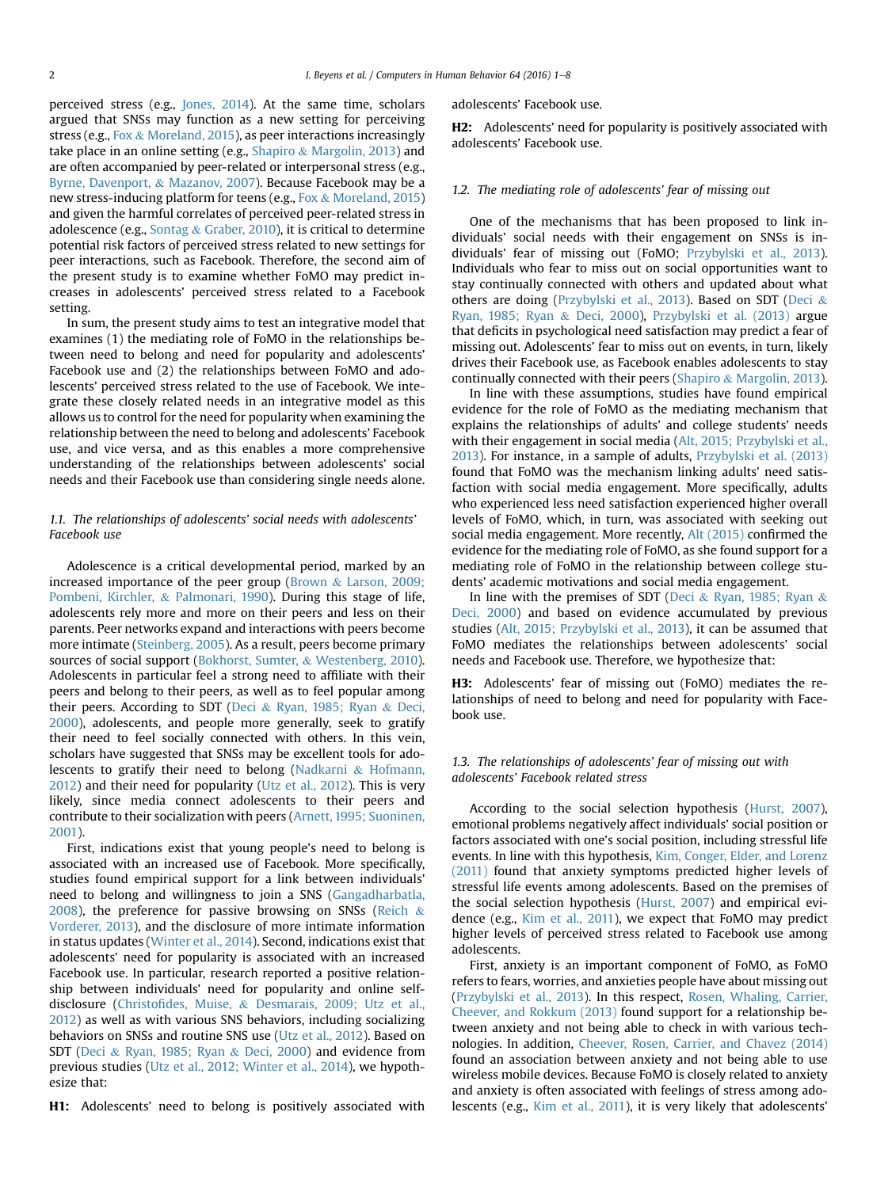perceived stress (e.g., Jones, 2014). At the same time, scholars argued that SNSs may function as a new setting for perceiving stress (e.g., Fox & Moreland, 2015), as peer interactions increasingly take place in an online setting (e.g., Shapiro & Margolin, 2013) and are often accompanied by peer-related or interpersonal stress (e.g., Byrne, Davenport, & Mazanov, 2007). Because Facebook may be a new stress-inducing platform for teens (e.g., Fox & Moreland, 2015) and given the harmful correlates of perceived peer-related stress in adolescence (e.g., Sontag & Graber, 2010), it is critical to determine potential risk factors of perceived stress related to new settings for peer interactions, such as Facebook. Therefore, the second aim of the present study is to examine whether FoMO may predict increases in adolescents' perceived stress related to a Facebook setting.

In sum, the present study aims to test an integrative model that examines (1) the mediating role of FoMO in the relationships between need to belong and need for popularity and adolescents' Facebook use and (2) the relationships between FoMO and adolescents' perceived stress related to the use of Facebook. We integrate these closely related needs in an integrative model as this allows us to control for the need for popularity when examining the relationship between the need to belong and adolescents' Facebook use, and vice versa, and as this enables a more comprehensive understanding of the relationships between adolescents' social needs and their Facebook use than considering single needs alone.

### *1.1. The relationships of adolescents' social needs with adolescents' Facebook use*

Adolescence is a critical developmental period, marked by an increased importance of the peer group (Brown & Larson, 2009; Pombeni, Kirchler, & Palmonari, 1990). During this stage of life, adolescents rely more and more on their peers and less on their parents. Peer networks expand and interactions with peers become more intimate (Steinberg, 2005). As a result, peers become primary sources of social support (Bokhorst, Sumter, & Westenberg, 2010). Adolescents in particular feel a strong need to affiliate with their peers and belong to their peers, as well as to feel popular among their peers. According to SDT (Deci & Ryan, 1985; Ryan & Deci, 2000), adolescents, and people more generally, seek to gratify their need to feel socially connected with others. In this vein, scholars have suggested that SNSs may be excellent tools for adolescents to gratify their need to belong (Nadkarni & Hofmann, 2012) and their need for popularity (Utz et al., 2012). This is very likely, since media connect adolescents to their peers and contribute to their socialization with peers (Arnett, 1995; Suoninen, 2001).

First, indications exist that young people's need to belong is associated with an increased use of Facebook. More specifically, studies found empirical support for a link between individuals' need to belong and willingness to join a SNS (Gangadharbatla, 2008), the preference for passive browsing on SNSs (Reich & Vorderer, 2013), and the disclosure of more intimate information in status updates (Winter et al., 2014). Second, indications exist that adolescents' need for popularity is associated with an increased Facebook use. In particular, research reported a positive relationship between individuals' need for popularity and online self-disclosure (Christofides, Muise, & Desmarais, 2009; Utz et al., 2012) as well as with various SNS behaviors, including socializing behaviors on SNSs and routine SNS use (Utz et al., 2012). Based on SDT (Deci & Ryan, 1985; Ryan & Deci, 2000) and evidence from previous studies (Utz et al., 2012; Winter et al., 2014), we hypothesize that:

**H1:** Adolescents' need to belong is positively associated with adolescents' Facebook use.

**H2:** Adolescents' need for popularity is positively associated with adolescents' Facebook use.

### *1.2. The mediating role of adolescents' fear of missing out*

One of the mechanisms that has been proposed to link individuals' social needs with their engagement on SNSs is individuals' fear of missing out (FoMO; Przybylski et al., 2013). Individuals who fear to miss out on social opportunities want to stay continually connected with others and updated about what others are doing (Przybylski et al., 2013). Based on SDT (Deci & Ryan, 1985; Ryan & Deci, 2000), Przybylski et al. (2013) argue that deficits in psychological need satisfaction may predict a fear of missing out. Adolescents' fear to miss out on events, in turn, likely drives their Facebook use, as Facebook enables adolescents to stay continually connected with their peers (Shapiro & Margolin, 2013).

In line with these assumptions, studies have found empirical evidence for the role of FoMO as the mediating mechanism that explains the relationships of adults' and college students' needs with their engagement in social media (Alt, 2015; Przybylski et al., 2013). For instance, in a sample of adults, Przybylski et al. (2013) found that FoMO was the mechanism linking adults' need satisfaction with social media engagement. More specifically, adults who experienced less need satisfaction experienced higher overall levels of FoMO, which, in turn, was associated with seeking out social media engagement. More recently, Alt (2015) confirmed the evidence for the mediating role of FoMO, as she found support for a mediating role of FoMO in the relationship between college students' academic motivations and social media engagement.

In line with the premises of SDT (Deci & Ryan, 1985; Ryan & Deci, 2000) and based on evidence accumulated by previous studies (Alt, 2015; Przybylski et al., 2013), it can be assumed that FoMO mediates the relationships between adolescents' social needs and Facebook use. Therefore, we hypothesize that:

**H3:** Adolescents' fear of missing out (FoMO) mediates the relationships of need to belong and need for popularity with Facebook use.

### *1.3. The relationships of adolescents' fear of missing out with adolescents' Facebook related stress*

According to the social selection hypothesis (Hurst, 2007), emotional problems negatively affect individuals' social position or factors associated with one's social position, including stressful life events. In line with this hypothesis, Kim, Conger, Elder, and Lorenz (2011) found that anxiety symptoms predicted higher levels of stressful life events among adolescents. Based on the premises of the social selection hypothesis (Hurst, 2007) and empirical evidence (e.g., Kim et al., 2011), we expect that FoMO may predict higher levels of perceived stress related to Facebook use among adolescents.

First, anxiety is an important component of FoMO, as FoMO refers to fears, worries, and anxieties people have about missing out (Przybylski et al., 2013). In this respect, Rosen, Whaling, Carrier, Cheever, and Rokkum (2013) found support for a relationship between anxiety and not being able to check in with various technologies. In addition, Cheever, Rosen, Carrier, and Chavez (2014) found an association between anxiety and not being able to use wireless mobile devices. Because FoMO is closely related to anxiety and anxiety is often associated with feelings of stress among adolescents (e.g., Kim et al., 2011), it is very likely that adolescents'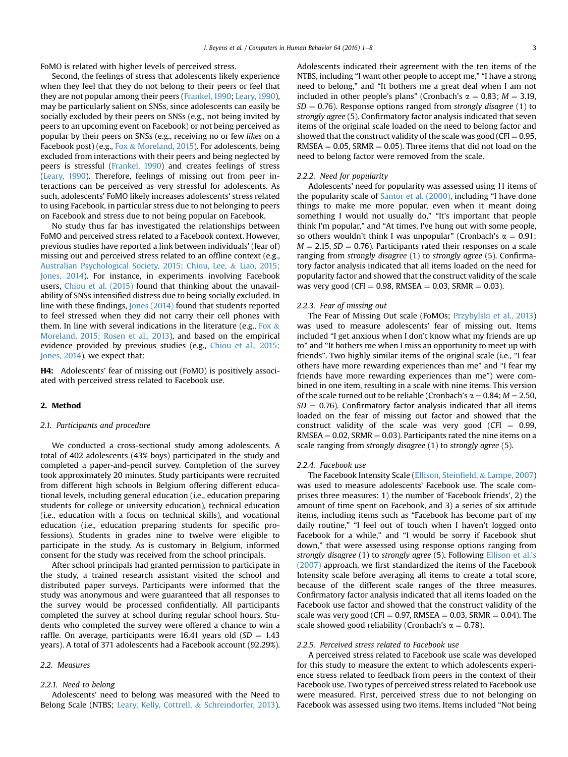FoMO is related with higher levels of perceived stress.

Second, the feelings of stress that adolescents likely experience when they feel that they do not belong to their peers or feel that they are not popular among their peers (Frankel, 1990; Leary, 1990), may be particularly salient on SNSs, since adolescents can easily be socially excluded by their peers on SNSs (e.g., not being invited by peers to an upcoming event on Facebook) or not being perceived as popular by their peers on SNSs (e.g., receiving no or few *likes* on a Facebook post) (e.g., Fox & Moreland, 2015). For adolescents, being excluded from interactions with their peers and being neglected by peers is stressful (Frankel, 1990) and creates feelings of stress (Leary, 1990). Therefore, feelings of missing out from peer interactions can be perceived as very stressful for adolescents. As such, adolescents' FoMO likely increases adolescents' stress related to using Facebook, in particular stress due to not belonging to peers on Facebook and stress due to not being popular on Facebook.

No study thus far has investigated the relationships between FoMO and perceived stress related to a Facebook context. However, previous studies have reported a link between individuals' (fear of) missing out and perceived stress related to an offline context (e.g., Australian Psychological Society, 2015; Chiou, Lee, & Liao, 2015; Jones, 2014). For instance, in experiments involving Facebook users, Chiou et al. (2015) found that thinking about the unavailability of SNSs intensified distress due to being socially excluded. In line with these findings, Jones (2014) found that students reported to feel stressed when they did not carry their cell phones with them. In line with several indications in the literature (e.g., Fox & Moreland, 2015; Rosen et al., 2013), and based on the empirical evidence provided by previous studies (e.g., Chiou et al., 2015; Jones, 2014), we expect that:

**H4:** Adolescents' fear of missing out (FoMO) is positively associated with perceived stress related to Facebook use.

## 2. Method

### 2.1. Participants and procedure

We conducted a cross-sectional study among adolescents. A total of 402 adolescents (43% boys) participated in the study and completed a paper-and-pencil survey. Completion of the survey took approximately 20 minutes. Study participants were recruited from different high schools in Belgium offering different educational levels, including general education (i.e., education preparing students for college or university education), technical education (i.e., education with a focus on technical skills), and vocational education (i.e., education preparing students for specific professions). Students in grades nine to twelve were eligible to participate in the study. As is customary in Belgium, informed consent for the study was received from the school principals.

After school principals had granted permission to participate in the study, a trained research assistant visited the school and distributed paper surveys. Participants were informed that the study was anonymous and were guaranteed that all responses to the survey would be processed confidentially. All participants completed the survey at school during regular school hours. Students who completed the survey were offered a chance to win a raffle. On average, participants were 16.41 years old ($SD = 1.43$ years). A total of 371 adolescents had a Facebook account (92.29%).

### 2.2. Measures

#### 2.2.1. Need to belong

Adolescents' need to belong was measured with the Need to Belong Scale (NTBS; Leary, Kelly, Cottrell, & Schreindorfer, 2013). Adolescents indicated their agreement with the ten items of the NTBS, including "I want other people to accept me," "I have a strong need to belong," and "It bothers me a great deal when I am not included in other people's plans" (Cronbach's $\alpha = 0.83$; $M = 3.19$, $SD = 0.76$). Response options ranged from *strongly disagree* (1) to *strongly agree* (5). Confirmatory factor analysis indicated that seven items of the original scale loaded on the need to belong factor and showed that the construct validity of the scale was good (CFI = 0.95, RMSEA = 0.05, SRMR = 0.05). Three items that did not load on the need to belong factor were removed from the scale.

#### 2.2.2. Need for popularity

Adolescents' need for popularity was assessed using 11 items of the popularity scale of Santor et al. (2000), including "I have done things to make me more popular, even when it meant doing something I would not usually do," "It's important that people think I'm popular," and "At times, I've hung out with some people, so others wouldn't think I was unpopular" (Cronbach's $\alpha = 0.91$; $M = 2.15$, $SD = 0.76$). Participants rated their responses on a scale ranging from *strongly disagree* (1) to *strongly agree* (5). Confirmatory factor analysis indicated that all items loaded on the need for popularity factor and showed that the construct validity of the scale was very good (CFI = 0.98, RMSEA = 0.03, SRMR = 0.03).

#### 2.2.3. Fear of missing out

The Fear of Missing Out scale (FoMOs; Przybylski et al., 2013) was used to measure adolescents' fear of missing out. Items included "I get anxious when I don't know what my friends are up to" and "It bothers me when I miss an opportunity to meet up with friends". Two highly similar items of the original scale (i.e., "I fear others have more rewarding experiences than me" and "I fear my friends have more rewarding experiences than me") were combined in one item, resulting in a scale with nine items. This version of the scale turned out to be reliable (Cronbach's $\alpha = 0.84$; $M = 2.50$, $SD = 0.76$). Confirmatory factor analysis indicated that all items loaded on the fear of missing out factor and showed that the construct validity of the scale was very good (CFI = 0.99, RMSEA = 0.02, SRMR = 0.03). Participants rated the nine items on a scale ranging from *strongly disagree* (1) to *strongly agree* (5).

#### 2.2.4. Facebook use

The Facebook Intensity Scale (Ellison, Steinfield, & Lampe, 2007) was used to measure adolescents' Facebook use. The scale comprises three measures: 1) the number of 'Facebook friends', 2) the amount of time spent on Facebook, and 3) a series of six attitude items, including items such as "Facebook has become part of my daily routine," "I feel out of touch when I haven't logged onto Facebook for a while," and "I would be sorry if Facebook shut down," that were assessed using response options ranging from *strongly disagree* (1) to *strongly agree* (5). Following Ellison et al.'s (2007) approach, we first standardized the items of the Facebook Intensity scale before averaging all items to create a total score, because of the different scale ranges of the three measures. Confirmatory factor analysis indicated that all items loaded on the Facebook use factor and showed that the construct validity of the scale was very good (CFI = 0.97, RMSEA = 0.03, SRMR = 0.04). The scale showed good reliability (Cronbach's $\alpha = 0.78$).

#### 2.2.5. Perceived stress related to Facebook use

A perceived stress related to Facebook use scale was developed for this study to measure the extent to which adolescents experience stress related to feedback from peers in the context of their Facebook use. Two types of perceived stress related to Facebook use were measured. First, perceived stress due to not belonging on Facebook was assessed using two items. Items included "Not being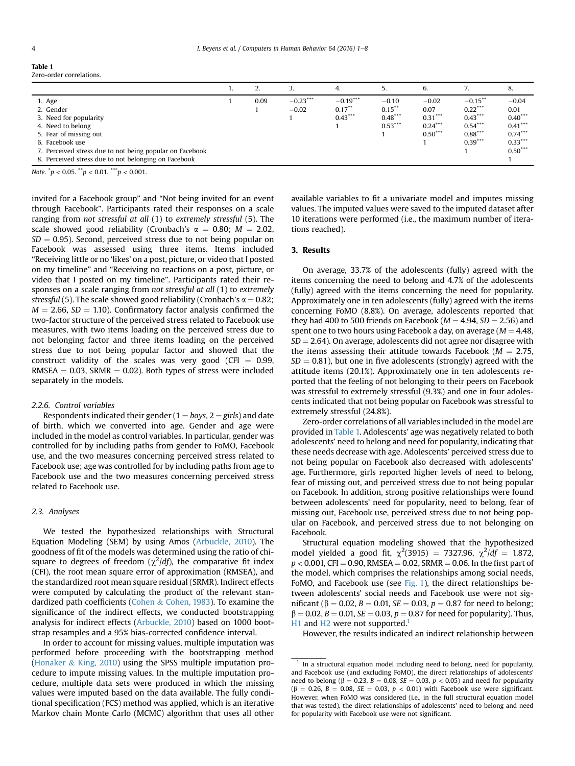**Table 1**
Zero-order correlations.

| | 1. | 2. | 3. | 4. | 5. | 6. | 7. | 8. |
|---|---|---|---|---|---|---|---|---|
| 1. Age | 1 | 0.09 | $-0.23^{***}$ | $-0.19^{***}$ | $-0.10$ | $-0.02$ | $-0.15^{**}$ | $-0.04$ |
| 2. Gender | | 1 | $-0.02$ | $0.17^{**}$ | $0.15^{**}$ | 0.07 | $0.22^{***}$ | 0.01 |
| 3. Need for popularity | | | 1 | $0.43^{***}$ | $0.48^{***}$ | $0.31^{***}$ | $0.43^{***}$ | $0.40^{***}$ |
| 4. Need to belong | | | | 1 | $0.53^{***}$ | $0.24^{***}$ | $0.54^{***}$ | $0.41^{***}$ |
| 5. Fear of missing out | | | | | 1 | $0.50^{***}$ | $0.88^{***}$ | $0.74^{***}$ |
| 6. Facebook use | | | | | | 1 | $0.39^{***}$ | $0.33^{***}$ |
| 7. Perceived stress due to not being popular on Facebook | | | | | | | 1 | $0.50^{***}$ |
| 8. Perceived stress due to not belonging on Facebook | | | | | | | | 1 |

*Note.* $^{*}p < 0.05$. $^{**}p < 0.01$. $^{***}p < 0.001$.

invited for a Facebook group" and "Not being invited for an event through Facebook". Participants rated their responses on a scale ranging from *not stressful at all* (1) to *extremely stressful* (5). The scale showed good reliability (Cronbach's $\alpha = 0.80$; $M = 2.02$, $SD = 0.95$). Second, perceived stress due to not being popular on Facebook was assessed using three items. Items included "Receiving little or no 'likes' on a post, picture, or video that I posted on my timeline" and "Receiving no reactions on a post, picture, or video that I posted on my timeline". Participants rated their responses on a scale ranging from *not stressful at all* (1) to *extremely stressful* (5). The scale showed good reliability (Cronbach's $\alpha = 0.82$; $M = 2.66$, $SD = 1.10$). Confirmatory factor analysis confirmed the two-factor structure of the perceived stress related to Facebook use measures, with two items loading on the perceived stress due to not belonging factor and three items loading on the perceived stress due to not being popular factor and showed that the construct validity of the scales was very good (CFI = 0.99, RMSEA = 0.03, SRMR = 0.02). Both types of stress were included separately in the models.

#### 2.2.6. Control variables

Respondents indicated their gender (1 = *boys*, 2 = *girls*) and date of birth, which we converted into age. Gender and age were included in the model as control variables. In particular, gender was controlled for by including paths from gender to FoMO, Facebook use, and the two measures concerning perceived stress related to Facebook use; age was controlled for by including paths from age to Facebook use and the two measures concerning perceived stress related to Facebook use.

### 2.3. Analyses

We tested the hypothesized relationships with Structural Equation Modeling (SEM) by using Amos (Arbuckle, 2010). The goodness of fit of the models was determined using the ratio of chi-square to degrees of freedom ($\chi^2/df$), the comparative fit index (CFI), the root mean square error of approximation (RMSEA), and the standardized root mean square residual (SRMR). Indirect effects were computed by calculating the product of the relevant standardized path coefficients (Cohen & Cohen, 1983). To examine the significance of the indirect effects, we conducted bootstrapping analysis for indirect effects (Arbuckle, 2010) based on 1000 bootstrap resamples and a 95% bias-corrected confidence interval.

In order to account for missing values, multiple imputation was performed before proceeding with the bootstrapping method (Honaker & King, 2010) using the SPSS multiple imputation procedure to impute missing values. In the multiple imputation procedure, multiple data sets were produced in which the missing values were imputed based on the data available. The fully conditional specification (FCS) method was applied, which is an iterative Markov chain Monte Carlo (MCMC) algorithm that uses all other available variables to fit a univariate model and imputes missing values. The imputed values were saved to the imputed dataset after 10 iterations were performed (i.e., the maximum number of iterations reached).

## 3. Results

On average, 33.7% of the adolescents (fully) agreed with the items concerning the need to belong and 4.7% of the adolescents (fully) agreed with the items concerning the need for popularity. Approximately one in ten adolescents (fully) agreed with the items concerning FoMO (8.8%). On average, adolescents reported that they had 400 to 500 friends on Facebook ($M = 4.94$, $SD = 2.56$) and spent one to two hours using Facebook a day, on average ($M = 4.48$, $SD = 2.64$). On average, adolescents did not agree nor disagree with the items assessing their attitude towards Facebook ($M = 2.75$, $SD = 0.81$), but one in five adolescents (strongly) agreed with the attitude items (20.1%). Approximately one in ten adolescents reported that the feeling of not belonging to their peers on Facebook was stressful to extremely stressful (9.3%) and one in four adolescents indicated that not being popular on Facebook was stressful to extremely stressful (24.8%).

Zero-order correlations of all variables included in the model are provided in Table 1. Adolescents' age was negatively related to both adolescents' need to belong and need for popularity, indicating that these needs decrease with age. Adolescents' perceived stress due to not being popular on Facebook also decreased with adolescents' age. Furthermore, girls reported higher levels of need to belong, fear of missing out, and perceived stress due to not being popular on Facebook. In addition, strong positive relationships were found between adolescents' need for popularity, need to belong, fear of missing out, Facebook use, perceived stress due to not being popular on Facebook, and perceived stress due to not belonging on Facebook.

Structural equation modeling showed that the hypothesized model yielded a good fit, $\chi^2(3915) = 7327.96$, $\chi^2/df = 1.872$, $p < 0.001$, CFI = 0.90, RMSEA = 0.02, SRMR = 0.06. In the first part of the model, which comprises the relationships among social needs, FoMO, and Facebook use (see Fig. 1), the direct relationships between adolescents' social needs and Facebook use were not significant ($\beta = 0.02$, $B = 0.01$, $SE = 0.03$, $p = 0.87$ for need to belong; $\beta = 0.02$, $B = 0.01$, $SE = 0.03$, $p = 0.87$ for need for popularity). Thus, H1 and H2 were not supported.[1]

However, the results indicated an indirect relationship between

[1] In a structural equation model including need to belong, need for popularity, and Facebook use (and excluding FoMO), the direct relationships of adolescents' need to belong ($\beta = 0.23$, $B = 0.08$, $SE = 0.03$, $p < 0.05$) and need for popularity ($\beta = 0.26$, $B = 0.08$, $SE = 0.03$, $p < 0.01$) with Facebook use were significant. However, when FoMO was considered (i.e., in the full structural equation model that was tested), the direct relationships of adolescents' need to belong and need for popularity with Facebook use were not significant.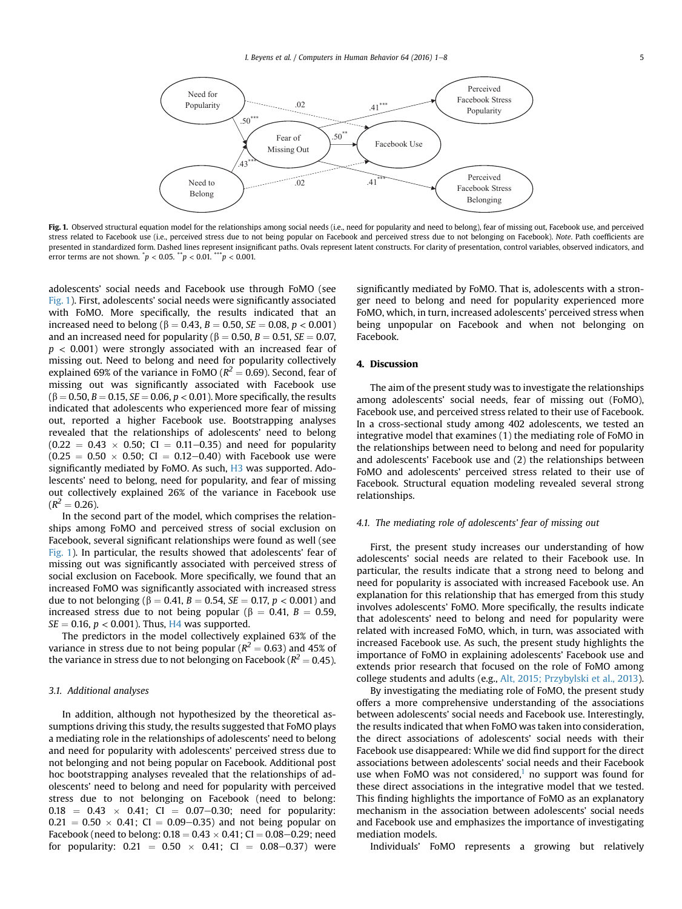**Fig. 1.** Observed structural equation model for the relationships among social needs (i.e., need for popularity and need to belong), fear of missing out, Facebook use, and perceived stress related to Facebook use (i.e., perceived stress due to not being popular on Facebook and perceived stress due to not belonging on Facebook). *Note*. Path coefficients are presented in standardized form. Dashed lines represent insignificant paths. Ovals represent latent constructs. For clarity of presentation, control variables, observed indicators, and error terms are not shown. $^{*}p < 0.05$. $^{**}p < 0.01$. $^{***}p < 0.001$.

adolescents' social needs and Facebook use through FoMO (see Fig. 1). First, adolescents' social needs were significantly associated with FoMO. More specifically, the results indicated that an increased need to belong ($\beta = 0.43$, $B = 0.50$, $SE = 0.08$, $p < 0.001$) and an increased need for popularity ($\beta = 0.50$, $B = 0.51$, $SE = 0.07$, $p < 0.001$) were strongly associated with an increased fear of missing out. Need to belong and need for popularity collectively explained 69% of the variance in FoMO ($R^2 = 0.69$). Second, fear of missing out was significantly associated with Facebook use ($\beta = 0.50$, $B = 0.15$, $SE = 0.06$, $p < 0.01$). More specifically, the results indicated that adolescents who experienced more fear of missing out, reported a higher Facebook use. Bootstrapping analyses revealed that the relationships of adolescents' need to belong ($0.22 = 0.43 \times 0.50$; CI = 0.11–0.35) and need for popularity ($0.25 = 0.50 \times 0.50$; CI = 0.12–0.40) with Facebook use were significantly mediated by FoMO. As such, H3 was supported. Adolescents' need to belong, need for popularity, and fear of missing out collectively explained 26% of the variance in Facebook use ($R^2 = 0.26$).

In the second part of the model, which comprises the relationships among FoMO and perceived stress of social exclusion on Facebook, several significant relationships were found as well (see Fig. 1). In particular, the results showed that adolescents' fear of missing out was significantly associated with perceived stress of social exclusion on Facebook. More specifically, we found that an increased FoMO was significantly associated with increased stress due to not belonging ($\beta = 0.41$, $B = 0.54$, $SE = 0.17$, $p < 0.001$) and increased stress due to not being popular ($\beta = 0.41$, $B = 0.59$, $SE = 0.16$, $p < 0.001$). Thus, H4 was supported.

The predictors in the model collectively explained 63% of the variance in stress due to not being popular ($R^2 = 0.63$) and 45% of the variance in stress due to not belonging on Facebook ($R^2 = 0.45$).

### 3.1. Additional analyses

In addition, although not hypothesized by the theoretical assumptions driving this study, the results suggested that FoMO plays a mediating role in the relationships of adolescents' need to belong and need for popularity with adolescents' perceived stress due to not belonging and not being popular on Facebook. Additional post hoc bootstrapping analyses revealed that the relationships of adolescents' need to belong and need for popularity with perceived stress due to not belonging on Facebook (need to belong: $0.18 = 0.43 \times 0.41$; CI = 0.07–0.30; need for popularity: $0.21 = 0.50 \times 0.41$; CI = 0.09–0.35) and not being popular on Facebook (need to belong: $0.18 = 0.43 \times 0.41$; CI = 0.08–0.29; need for popularity: $0.21 = 0.50 \times 0.41$; CI = 0.08–0.37) were significantly mediated by FoMO. That is, adolescents with a stronger need to belong and need for popularity experienced more FoMO, which, in turn, increased adolescents' perceived stress when being unpopular on Facebook and when not belonging on Facebook.

## 4. Discussion

The aim of the present study was to investigate the relationships among adolescents' social needs, fear of missing out (FoMO), Facebook use, and perceived stress related to their use of Facebook. In a cross-sectional study among 402 adolescents, we tested an integrative model that examines (1) the mediating role of FoMO in the relationships between need to belong and need for popularity and adolescents' Facebook use and (2) the relationships between FoMO and adolescents' perceived stress related to their use of Facebook. Structural equation modeling revealed several strong relationships.

### 4.1. The mediating role of adolescents' fear of missing out

First, the present study increases our understanding of how adolescents' social needs are related to their Facebook use. In particular, the results indicate that a strong need to belong and need for popularity is associated with increased Facebook use. An explanation for this relationship that has emerged from this study involves adolescents' FoMO. More specifically, the results indicate that adolescents' need to belong and need for popularity were related with increased FoMO, which, in turn, was associated with increased Facebook use. As such, the present study highlights the importance of FoMO in explaining adolescents' Facebook use and extends prior research that focused on the role of FoMO among college students and adults (e.g., Alt, 2015; Przybylski et al., 2013).

By investigating the mediating role of FoMO, the present study offers a more comprehensive understanding of the associations between adolescents' social needs and Facebook use. Interestingly, the results indicated that when FoMO was taken into consideration, the direct associations of adolescents' social needs with their Facebook use disappeared: While we did find support for the direct associations between adolescents' social needs and their Facebook use when FoMO was not considered,[1] no support was found for these direct associations in the integrative model that we tested. This finding highlights the importance of FoMO as an explanatory mechanism in the association between adolescents' social needs and Facebook use and emphasizes the importance of investigating mediation models.

Individuals' FoMO represents a growing but relatively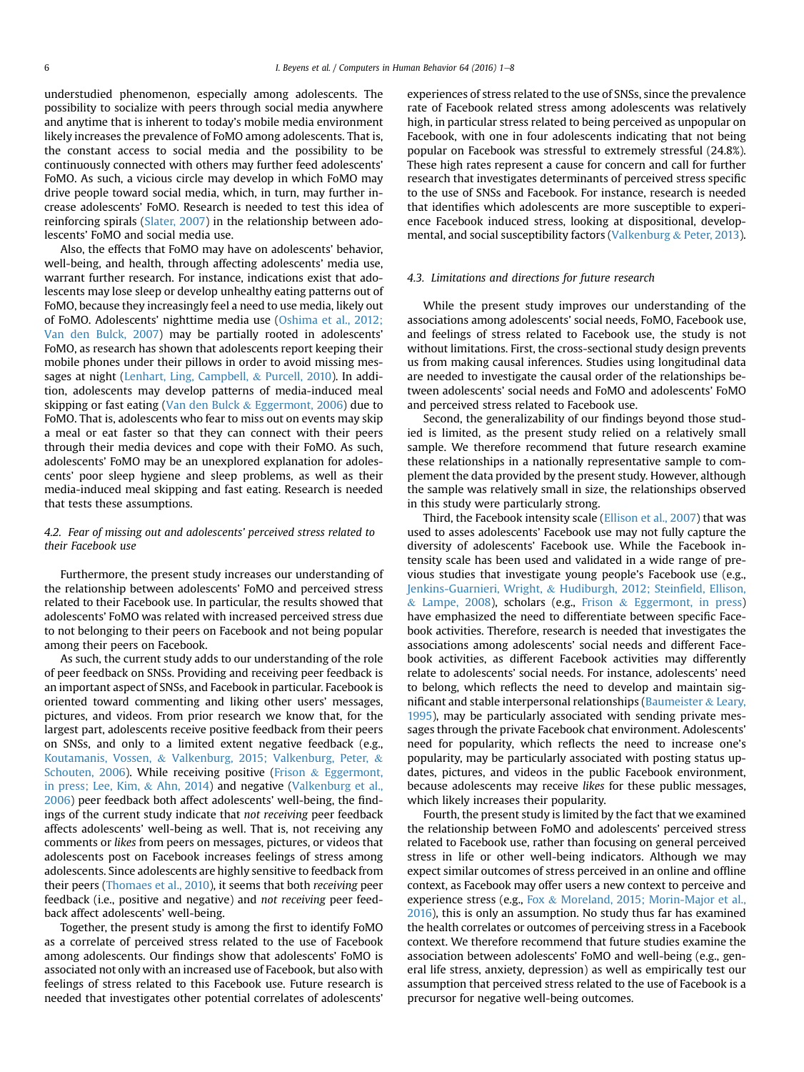understudied phenomenon, especially among adolescents. The possibility to socialize with peers through social media anywhere and anytime that is inherent to today's mobile media environment likely increases the prevalence of FoMO among adolescents. That is, the constant access to social media and the possibility to be continuously connected with others may further feed adolescents' FoMO. As such, a vicious circle may develop in which FoMO may drive people toward social media, which, in turn, may further increase adolescents' FoMO. Research is needed to test this idea of reinforcing spirals (Slater, 2007) in the relationship between adolescents' FoMO and social media use.

Also, the effects that FoMO may have on adolescents' behavior, well-being, and health, through affecting adolescents' media use, warrant further research. For instance, indications exist that adolescents may lose sleep or develop unhealthy eating patterns out of FoMO, because they increasingly feel a need to use media, likely out of FoMO. Adolescents' nighttime media use (Oshima et al., 2012; Van den Bulck, 2007) may be partially rooted in adolescents' FoMO, as research has shown that adolescents report keeping their mobile phones under their pillows in order to avoid missing messages at night (Lenhart, Ling, Campbell, & Purcell, 2010). In addition, adolescents may develop patterns of media-induced meal skipping or fast eating (Van den Bulck & Eggermont, 2006) due to FoMO. That is, adolescents who fear to miss out on events may skip a meal or eat faster so that they can connect with their peers through their media devices and cope with their FoMO. As such, adolescents' FoMO may be an unexplored explanation for adolescents' poor sleep hygiene and sleep problems, as well as their media-induced meal skipping and fast eating. Research is needed that tests these assumptions.

### 4.2. Fear of missing out and adolescents' perceived stress related to their Facebook use

Furthermore, the present study increases our understanding of the relationship between adolescents' FoMO and perceived stress related to their Facebook use. In particular, the results showed that adolescents' FoMO was related with increased perceived stress due to not belonging to their peers on Facebook and not being popular among their peers on Facebook.

As such, the current study adds to our understanding of the role of peer feedback on SNSs. Providing and receiving peer feedback is an important aspect of SNSs, and Facebook in particular. Facebook is oriented toward commenting and liking other users' messages, pictures, and videos. From prior research we know that, for the largest part, adolescents receive positive feedback from their peers on SNSs, and only to a limited extent negative feedback (e.g., Koutamanis, Vossen, & Valkenburg, 2015; Valkenburg, Peter, & Schouten, 2006). While receiving positive (Frison & Eggermont, in press; Lee, Kim, & Ahn, 2014) and negative (Valkenburg et al., 2006) peer feedback both affect adolescents' well-being, the findings of the current study indicate that *not receiving* peer feedback affects adolescents' well-being as well. That is, not receiving any comments or *likes* from peers on messages, pictures, or videos that adolescents post on Facebook increases feelings of stress among adolescents. Since adolescents are highly sensitive to feedback from their peers (Thomaes et al., 2010), it seems that both *receiving* peer feedback (i.e., positive and negative) and *not receiving* peer feedback affect adolescents' well-being.

Together, the present study is among the first to identify FoMO as a correlate of perceived stress related to the use of Facebook among adolescents. Our findings show that adolescents' FoMO is associated not only with an increased use of Facebook, but also with feelings of stress related to this Facebook use. Future research is needed that investigates other potential correlates of adolescents' experiences of stress related to the use of SNSs, since the prevalence rate of Facebook related stress among adolescents was relatively high, in particular stress related to being perceived as unpopular on Facebook, with one in four adolescents indicating that not being popular on Facebook was stressful to extremely stressful (24.8%). These high rates represent a cause for concern and call for further research that investigates determinants of perceived stress specific to the use of SNSs and Facebook. For instance, research is needed that identifies which adolescents are more susceptible to experience Facebook induced stress, looking at dispositional, developmental, and social susceptibility factors (Valkenburg & Peter, 2013).

### 4.3. Limitations and directions for future research

While the present study improves our understanding of the associations among adolescents' social needs, FoMO, Facebook use, and feelings of stress related to Facebook use, the study is not without limitations. First, the cross-sectional study design prevents us from making causal inferences. Studies using longitudinal data are needed to investigate the causal order of the relationships between adolescents' social needs and FoMO and adolescents' FoMO and perceived stress related to Facebook use.

Second, the generalizability of our findings beyond those studied is limited, as the present study relied on a relatively small sample. We therefore recommend that future research examine these relationships in a nationally representative sample to complement the data provided by the present study. However, although the sample was relatively small in size, the relationships observed in this study were particularly strong.

Third, the Facebook intensity scale (Ellison et al., 2007) that was used to asses adolescents' Facebook use may not fully capture the diversity of adolescents' Facebook use. While the Facebook intensity scale has been used and validated in a wide range of previous studies that investigate young people's Facebook use (e.g., Jenkins-Guarnieri, Wright, & Hudiburgh, 2012; Steinfield, Ellison, & Lampe, 2008), scholars (e.g., Frison & Eggermont, in press) have emphasized the need to differentiate between specific Facebook activities. Therefore, research is needed that investigates the associations among adolescents' social needs and different Facebook activities, as different Facebook activities may differently relate to adolescents' social needs. For instance, adolescents' need to belong, which reflects the need to develop and maintain significant and stable interpersonal relationships (Baumeister & Leary, 1995), may be particularly associated with sending private messages through the private Facebook chat environment. Adolescents' need for popularity, which reflects the need to increase one's popularity, may be particularly associated with posting status updates, pictures, and videos in the public Facebook environment, because adolescents may receive *likes* for these public messages, which likely increases their popularity.

Fourth, the present study is limited by the fact that we examined the relationship between FoMO and adolescents' perceived stress related to Facebook use, rather than focusing on general perceived stress in life or other well-being indicators. Although we may expect similar outcomes of stress perceived in an online and offline context, as Facebook may offer users a new context to perceive and experience stress (e.g., Fox & Moreland, 2015; Morin-Major et al., 2016), this is only an assumption. No study thus far has examined the health correlates or outcomes of perceiving stress in a Facebook context. We therefore recommend that future studies examine the association between adolescents' FoMO and well-being (e.g., general life stress, anxiety, depression) as well as empirically test our assumption that perceived stress related to the use of Facebook is a precursor for negative well-being outcomes.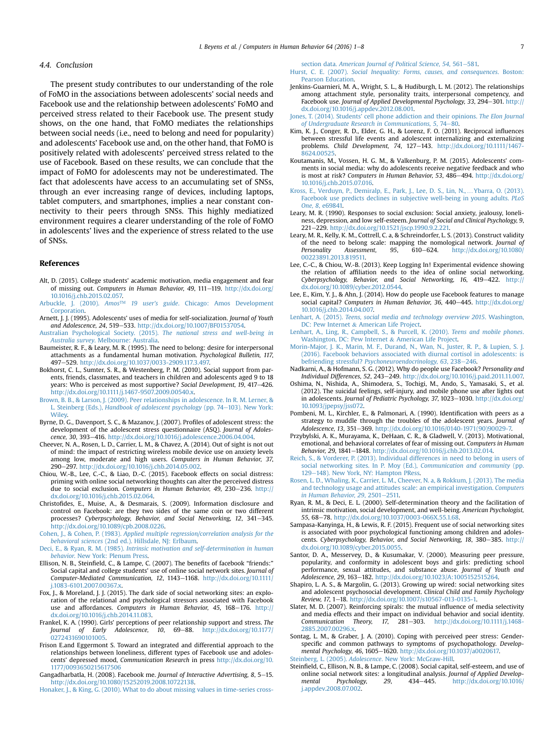### 4.4. Conclusion

The present study contributes to our understanding of the role of FoMO in the associations between adolescents' social needs and Facebook use and the relationship between adolescents' FoMO and perceived stress related to their Facebook use. The present study shows, on the one hand, that FoMO mediates the relationships between social needs (i.e., need to belong and need for popularity) and adolescents' Facebook use and, on the other hand, that FoMO is positively related with adolescents' perceived stress related to the use of Facebook. Based on these results, we can conclude that the impact of FoMO for adolescents may not be underestimated. The fact that adolescents have access to an accumulating set of SNSs, through an ever increasing range of devices, including laptops, tablet computers, and smartphones, implies a near constant connectivity to their peers through SNSs. This highly mediatized environment requires a clearer understanding of the role of FoMO in adolescents' lives and the experience of stress related to the use of SNSs.

## References

Alt, D. (2015). College students' academic motivation, media engagement and fear of missing out. *Computers in Human Behavior, 49*, 111–119. http://dx.doi.org/10.1016/j.chb.2015.02.057.

Arbuckle, J. (2010). *Amos™ 19 user's guide*. Chicago: Amos Development Corporation.

Arnett, J. J. (1995). Adolescents' uses of media for self-socialization. *Journal of Youth and Adolescence, 24*, 519–533. http://dx.doi.org/10.1007/BF01537054.

Australian Psychological Society. (2015). *The national stress and well-being in Australia survey*. Melbourne: Australia.

Baumeister, R. F., & Leary, M. R. (1995). The need to belong: desire for interpersonal attachments as a fundamental human motivation. *Psychological Bulletin, 117*, 497–529. http://dx.doi.org/10.1037/0033-2909.117.3.497.

Bokhorst, C. L., Sumter, S. R., & Westenberg, P. M. (2010). Social support from parents, friends, classmates, and teachers in children and adolescents aged 9 to 18 years: Who is perceived as most supportive? *Social Development, 19*, 417–426. http://dx.doi.org/10.1111/j.1467-9507.2009.00540.x.

Brown, B. B., & Larson, J. (2009). Peer relationships in adolescence. In R. M. Lerner, & L. Steinberg (Eds.), *Handbook of adolescent psychology* (pp. 74–103). New York: Wiley.

Byrne, D. G., Davenport, S. C., & Mazanov, J. (2007). Profiles of adolescent stress: the development of the adolescent stress questionnaire (ASQ). *Journal of Adolescence, 30*, 393–416. http://dx.doi.org/10.1016/j.adolescence.2006.04.004.

Cheever, N. A., Rosen, L. D., Carrier, L. M., & Chavez, A. (2014). Out of sight is not out of mind: the impact of restricting wireless mobile device use on anxiety levels among low, moderate and high users. *Computers in Human Behavior, 37*, 290–297. http://dx.doi.org/10.1016/j.chb.2014.05.002.

Chiou, W.-B., Lee, C.-C., & Liao, D.-C. (2015). Facebook effects on social distress: priming with online social networking thoughts can alter the perceived distress due to social exclusion. *Computers in Human Behavior, 49*, 230–236. http://dx.doi.org/10.1016/j.chb.2015.02.064.

Christofides, E., Muise, A., & Desmarais, S. (2009). Information disclosure and control on Facebook: are they two sides of the same coin or two different processes? *Cyberpsychology, Behavior, and Social Networking, 12*, 341–345. http://dx.doi.org/10.1089/cpb.2008.0226.

Cohen, J., & Cohen, P. (1983). *Applied multiple regression/correlation analysis for the behavioral sciences* (2nd ed.). Hillsdale, NJ: Erlbaum.

Deci, E., & Ryan, R. M. (1985). *Intrinsic motivation and self-determination in human behavior*. New York: Plenum Press.

Ellison, N. B., Steinfield, C., & Lampe, C. (2007). The benefits of facebook "friends:" Social capital and college students' use of online social network sites. *Journal of Computer-Mediated Communication, 12*, 1143–1168. http://dx.doi.org/10.1111/j.1083-6101.2007.00367.x.

Fox, J., & Moreland, J. J. (2015). The dark side of social networking sites: an exploration of the relational and psychological stressors associated with Facebook use and affordances. *Computers in Human Behavior, 45*, 168–176. http://dx.doi.org/10.1016/j.chb.2014.11.083.

Frankel, K. A. (1990). Girls' perceptions of peer relationship support and stress. *The Journal of Early Adolescence, 10*, 69–88. http://dx.doi.org/10.1177/0272431690101005.

Frison E.and Eggermont S. Toward an integrated and differential approach to the relationships between loneliness, different types of Facebook use and adolescents' depressed mood, Communication Research in press http://dx.doi.org/10.1177/0093650215617506

Gangadharbatla, H. (2008). Facebook me. *Journal of Interactive Advertising, 8*, 5–15. http://dx.doi.org/10.1080/15252019.2008.10722138.

Honaker, J., & King, G. (2010). What to do about missing values in time-series cross-section data. *American Journal of Political Science, 54*, 561–581.

Hurst, C. E. (2007). *Social Inequality: Forms, causes, and consequences*. Boston: Pearson Education.

Jenkins-Guarnieri, M. A., Wright, S. L., & Hudiburgh, L. M. (2012). The relationships among attachment style, personality traits, interpersonal competency, and Facebook use. *Journal of Applied Developmental Psychology, 33*, 294–301. http://dx.doi.org/10.1016/j.appdev.2012.08.001.

Jones, T. (2014). Students' cell phone addiction and their opinions. *The Elon Journal of Undergraduate Research in Communications, 5*, 74–80.

Kim, K. J., Conger, R. D., Elder, G. H., & Lorenz, F. O. (2011). Reciprocal influences between stressful life events and adolescent internalizing and externalizing problems. *Child Development, 74*, 127–143. http://dx.doi.org/10.1111/1467-8624.00525.

Koutamanis, M., Vossen, H. G. M., & Valkenburg, P. M. (2015). Adolescents' comments in social media: why do adolescents receive negative feedback and who is most at risk? *Computers in Human Behavior, 53*, 486–494. http://dx.doi.org/10.1016/j.chb.2015.07.016.

Kross, E., Verduyn, P., Demiralp, E., Park, J., Lee, D. S., Lin, N., … Ybarra, O. (2013). Facebook use predicts declines in subjective well-being in young adults. *PLoS One, 8*, e69841.

Leary, M. R. (1990). Responses to social exclusion: Social anxiety, jealousy, loneliness, depression, and low self-esteem. *Journal of Social and Clinical Psychology, 9*, 221–229. http://dx.doi.org/10.1521/jscp.1990.9.2.221.

Leary, M. R., Kelly, K. M., Cottrell, C. a, & Schreindorfer, L. S. (2013). Construct validity of the need to belong scale: mapping the nomological network. *Journal of Personality Assessment, 95*, 610–624. http://dx.doi.org/10.1080/00223891.2013.819511.

Lee, C.-C., & Chiou, W.-B. (2013). Keep Logging In! Experimental evidence showing the relation of affiliation needs to the idea of online social networking. *Cyberpsychology, Behavior, and Social Networking, 16*, 419–422. http://dx.doi.org/10.1089/cyber.2012.0544.

Lee, E., Kim, Y. J., & Ahn, J. (2014). How do people use Facebook features to manage social capital? *Computers in Human Behavior, 36*, 440–445. http://dx.doi.org/10.1016/j.chb.2014.04.007.

Lenhart, A. (2015). *Teens, social media and technology overview 2015*. Washington, DC: Pew Internet & American Life Project.

Lenhart, A., Ling, R., Campbell, S., & Purcell, K. (2010). *Teens and mobile phones*. Washington, DC: Pew Internet & American Life Project.

Morin-Major, J. K., Marin, M. F., Durand, N., Wan, N., Juster, R. P., & Lupien, S. J. (2016). Facebook behaviors associated with diurnal cortisol in adolescents: is befriending stressful? *Psychoneuroendocrinology, 63*, 238–246.

Nadkarni, A., & Hofmann, S. G. (2012). Why do people use Facebook? *Personality and Individual Differences, 52*, 243–249. http://dx.doi.org/10.1016/j.paid.2011.11.007.

Oshima, N., Nishida, A., Shimodera, S., Tochigi, M., Ando, S., Yamasaki, S., et al. (2012). The suicidal feelings, self-injury, and mobile phone use after lights out in adolescents. *Journal of Pediatric Psychology, 37*, 1023–1030. http://dx.doi.org/10.1093/jpepsy/jss072.

Pombeni, M. L., Kirchler, E., & Palmonari, A. (1990). Identification with peers as a strategy to muddle through the troubles of the adolescent years. *Journal of Adolescence, 13*, 351–369. http://dx.doi.org/10.1016/0140-1971(90)90029-7.

Przybylski, A. K., Murayama, K., DeHaan, C. R., & Gladwell, V. (2013). Motivational, emotional, and behavioral correlates of fear of missing out. *Computers in Human Behavior, 29*, 1841–1848. http://dx.doi.org/10.1016/j.chb.2013.02.014.

Reich, S., & Vorderer, P. (2013). Individual differences in need to belong in users of social networking sites. In P. Moy (Ed.), *Communication and community* (pp. 129–148). New York, NY: Hampton PRess.

Rosen, L. D., Whaling, K., Carrier, L. M., Cheever, N. a, & Rokkum, J. (2013). The media and technology usage and attitudes scale: an empirical investigation. *Computers in Human Behavior, 29*, 2501–2511.

Ryan, R. M., & Deci, E. L. (2000). Self-determination theory and the facilitation of intrinsic motivation, social development, and well-being. *American Psychologist, 55*, 68–78. http://dx.doi.org/10.1037/0003-066X.55.1.68.

Sampasa-Kanyinga, H., & Lewis, R. F. (2015). Frequent use of social networking sites is associated with poor psychological functioning among children and adolescents. *Cyberpsychology, Behavior, and Social Networking, 18*, 380–385. http://dx.doi.org/10.1089/cyber.2015.0055.

Santor, D. A., Messervey, D., & Kusumakar, V. (2000). Measuring peer pressure, popularity, and conformity in adolescent boys and girls: predicting school performance, sexual attitudes, and substance abuse. *Journal of Youth and Adolescence, 29*, 163–182. http://dx.doi.org/10.1023/A:1005152515264.

Shapiro, L. A. S., & Margolin, G. (2013). Growing up wired: social networking sites and adolescent psychosocial development. *Clinical Child and Family Psychology Review, 17*, 1–18. http://dx.doi.org/10.1007/s10567-013-0135-1.

Slater, M. D. (2007). Reinforcing spirals: the mutual influence of media selectivity and media effects and their impact on individual behavior and social identity. *Communication Theory, 17*, 281–303. http://dx.doi.org/10.1111/j.1468-2885.2007.00296.x.

Sontag, L. M., & Graber, J. A. (2010). Coping with perceived peer stress: Gender-specific and common pathways to symptoms of psychopathology. *Developmental Psychology, 46*, 1605–1620. http://dx.doi.org/10.1037/a0020617.

Steinberg, L. (2005). *Adolescence*. New York: McGraw-Hill.

Steinfield, C., Ellison, N. B., & Lampe, C. (2008). Social capital, self-esteem, and use of online social network sites: a longitudinal analysis. *Journal of Applied Developmental Psychology, 29*, 434–445. http://dx.doi.org/10.1016/j.appdev.2008.07.002.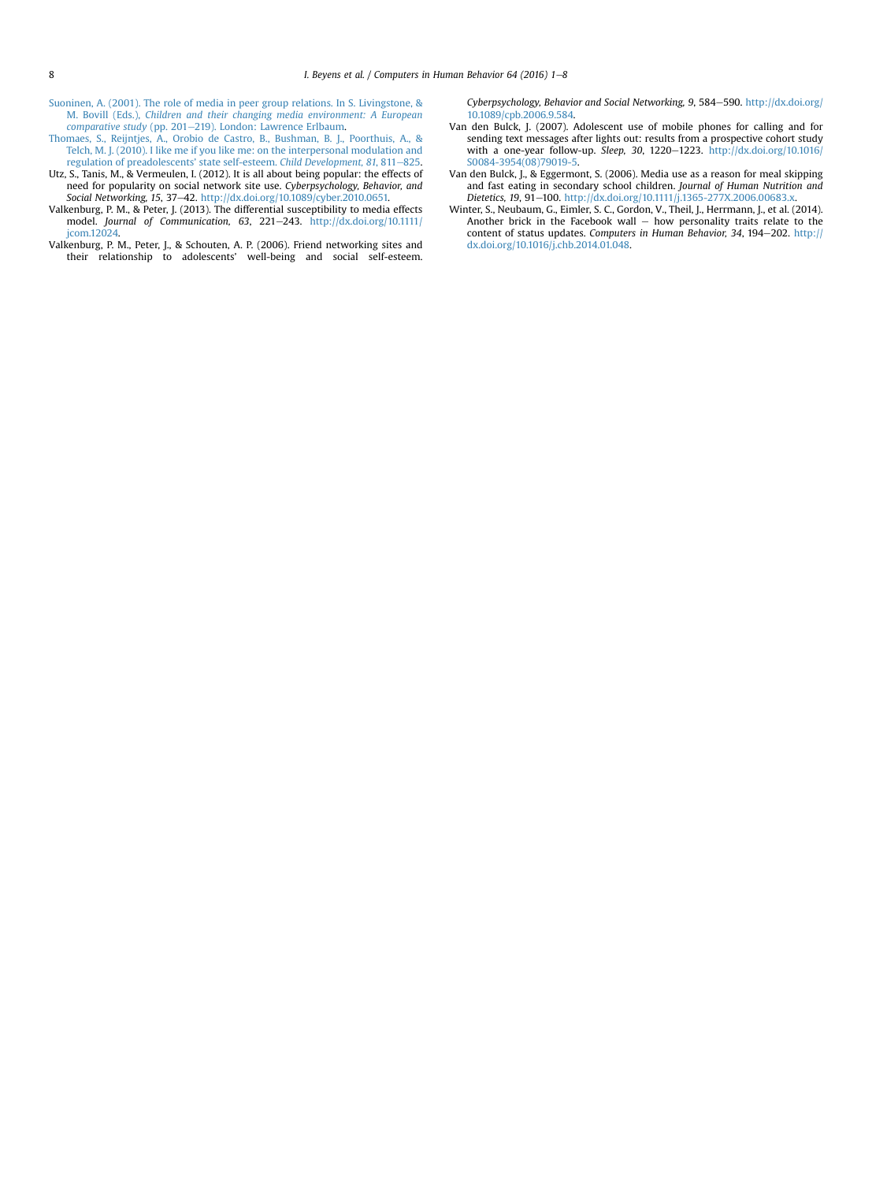Suoninen, A. (2001). The role of media in peer group relations. In S. Livingstone, & M. Bovill (Eds.), *Children and their changing media environment: A European comparative study* (pp. 201–219). London: Lawrence Erlbaum.

Thomaes, S., Reijntjes, A., Orobio de Castro, B., Bushman, B. J., Poorthuis, A., & Telch, M. J. (2010). I like me if you like me: on the interpersonal modulation and regulation of preadolescents' state self-esteem. *Child Development, 81*, 811–825.

Utz, S., Tanis, M., & Vermeulen, I. (2012). It is all about being popular: the effects of need for popularity on social network site use. *Cyberpsychology, Behavior, and Social Networking, 15*, 37–42. http://dx.doi.org/10.1089/cyber.2010.0651.

Valkenburg, P. M., & Peter, J. (2013). The differential susceptibility to media effects model. *Journal of Communication, 63*, 221–243. http://dx.doi.org/10.1111/jcom.12024.

Valkenburg, P. M., Peter, J., & Schouten, A. P. (2006). Friend networking sites and their relationship to adolescents' well-being and social self-esteem. *Cyberpsychology, Behavior and Social Networking, 9*, 584–590. http://dx.doi.org/10.1089/cpb.2006.9.584.

Van den Bulck, J. (2007). Adolescent use of mobile phones for calling and for sending text messages after lights out: results from a prospective cohort study with a one-year follow-up. *Sleep, 30*, 1220–1223. http://dx.doi.org/10.1016/S0084-3954(08)79019-5.

Van den Bulck, J., & Eggermont, S. (2006). Media use as a reason for meal skipping and fast eating in secondary school children. *Journal of Human Nutrition and Dietetics, 19*, 91–100. http://dx.doi.org/10.1111/j.1365-277X.2006.00683.x.

Winter, S., Neubaum, G., Eimler, S. C., Gordon, V., Theil, J., Herrmann, J., et al. (2014). Another brick in the Facebook wall – how personality traits relate to the content of status updates. *Computers in Human Behavior, 34*, 194–202. http://dx.doi.org/10.1016/j.chb.2014.01.048.